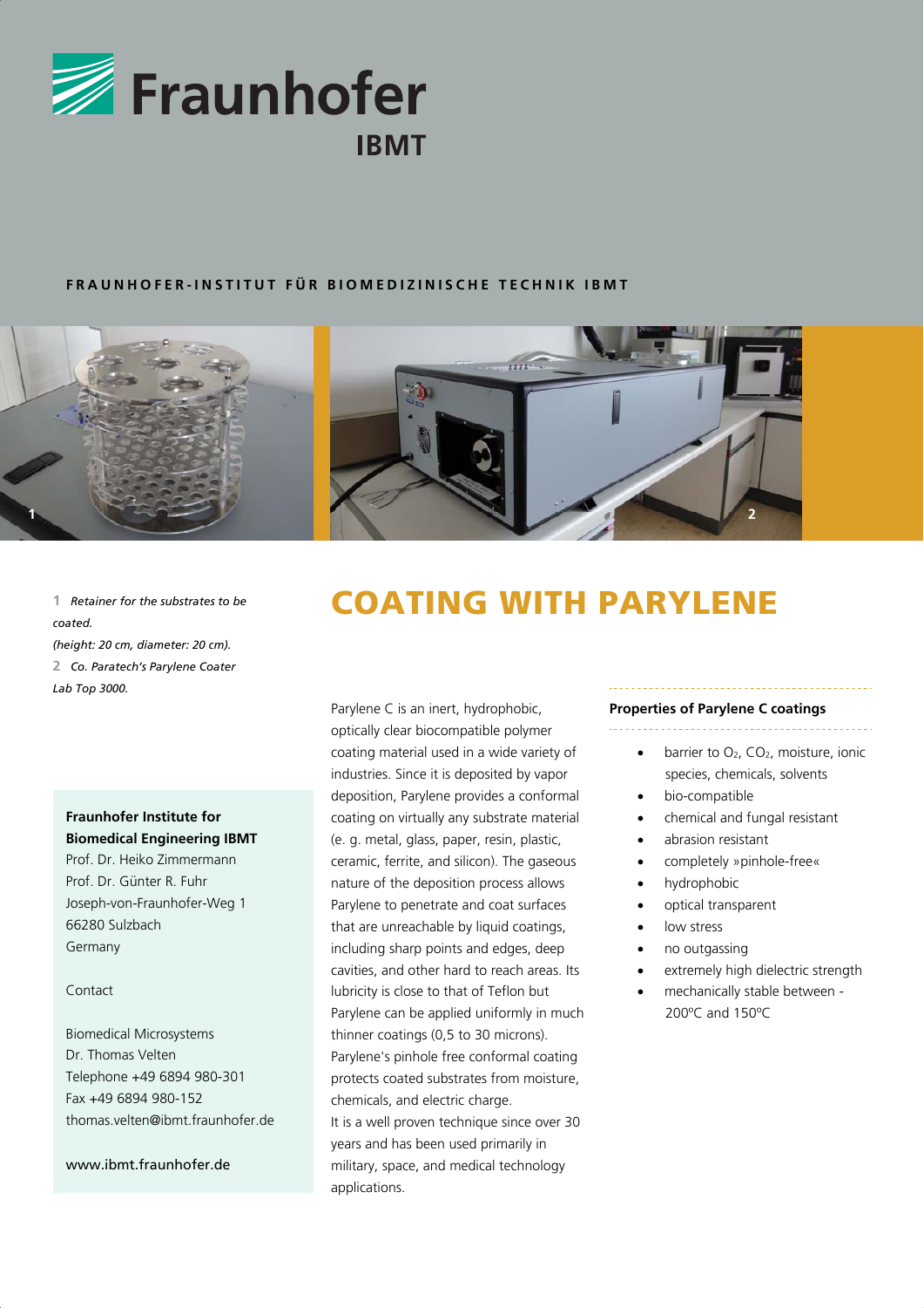Fraunhofer

IBMT

**FRAUNHOFER-INSTITUT FÜR BIOMEDIZINISCHE TECHNIK IBMT**

**1** *Retainer for the substrates to be coated.*
*(height: 20 cm, diameter: 20 cm).*
**2** *Co. Paratech's Parylene Coater Lab Top 3000.*

**Fraunhofer Institute for Biomedical Engineering IBMT**
Prof. Dr. Heiko Zimmermann
Prof. Dr. Günter R. Fuhr
Joseph-von-Fraunhofer-Weg 1
66280 Sulzbach
Germany

Contact

Biomedical Microsystems
Dr. Thomas Velten
Telephone +49 6894 980-301
Fax +49 6894 980-152
thomas.velten@ibmt.fraunhofer.de

www.ibmt.fraunhofer.de

# COATING WITH PARYLENE

Parylene C is an inert, hydrophobic, optically clear biocompatible polymer coating material used in a wide variety of industries. Since it is deposited by vapor deposition, Parylene provides a conformal coating on virtually any substrate material (e. g. metal, glass, paper, resin, plastic, ceramic, ferrite, and silicon). The gaseous nature of the deposition process allows Parylene to penetrate and coat surfaces that are unreachable by liquid coatings, including sharp points and edges, deep cavities, and other hard to reach areas. Its lubricity is close to that of Teflon but Parylene can be applied uniformly in much thinner coatings (0,5 to 30 microns). Parylene's pinhole free conformal coating protects coated substrates from moisture, chemicals, and electric charge.
It is a well proven technique since over 30 years and has been used primarily in military, space, and medical technology applications.

**Properties of Parylene C coatings**

- barrier to $O_2$, $CO_2$, moisture, ionic species, chemicals, solvents
- bio-compatible
- chemical and fungal resistant
- abrasion resistant
- completely »pinhole-free«
- hydrophobic
- optical transparent
- low stress
- no outgassing
- extremely high dielectric strength
- mechanically stable between -200ºC and 150ºC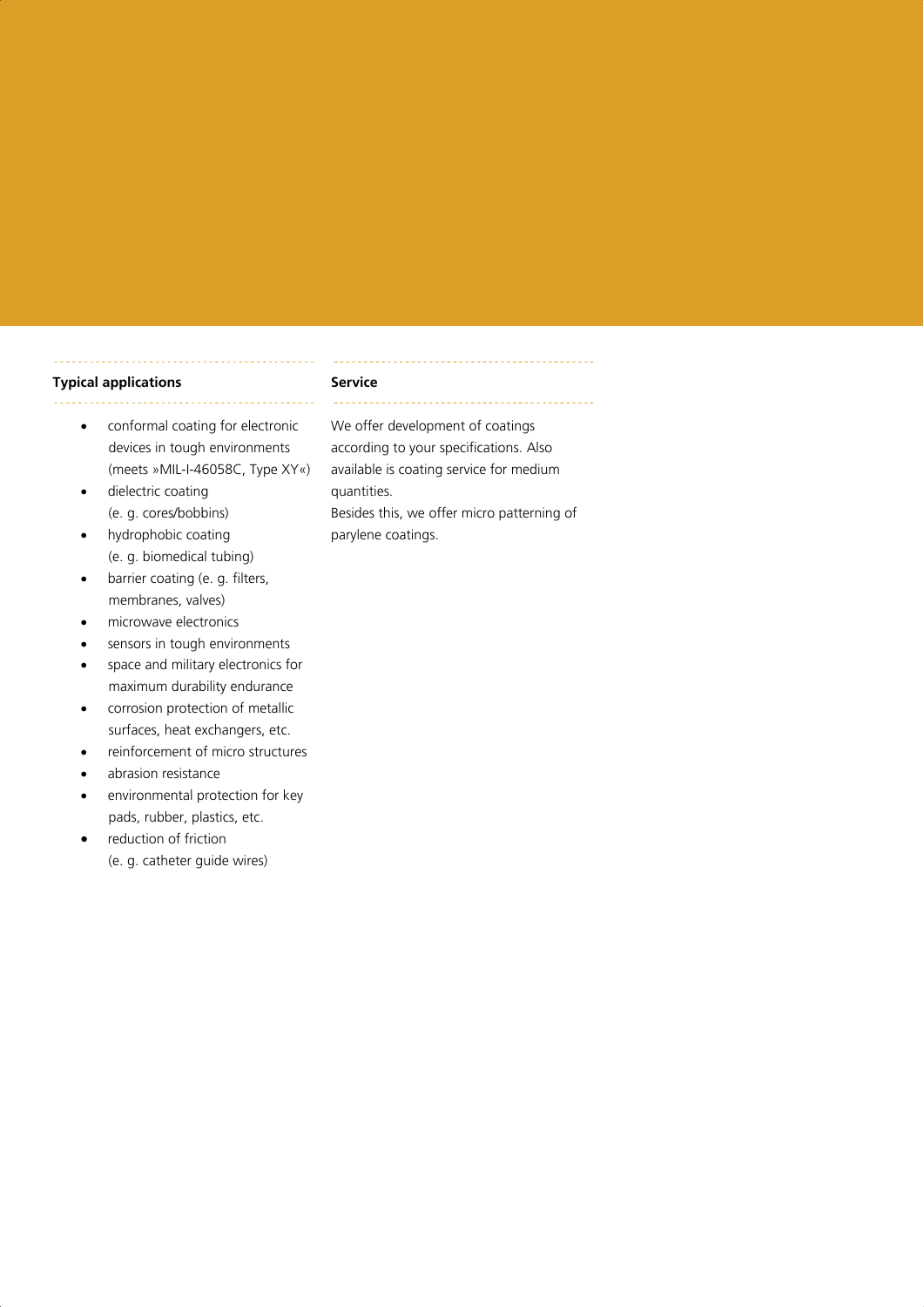### Typical applications

- conformal coating for electronic devices in tough environments (meets »MIL-I-46058C, Type XY«)
- dielectric coating (e. g. cores/bobbins)
- hydrophobic coating (e. g. biomedical tubing)
- barrier coating (e. g. filters, membranes, valves)
- microwave electronics
- sensors in tough environments
- space and military electronics for maximum durability endurance
- corrosion protection of metallic surfaces, heat exchangers, etc.
- reinforcement of micro structures
- abrasion resistance
- environmental protection for key pads, rubber, plastics, etc.
- reduction of friction (e. g. catheter guide wires)

### Service

We offer development of coatings according to your specifications. Also available is coating service for medium quantities.
Besides this, we offer micro patterning of parylene coatings.